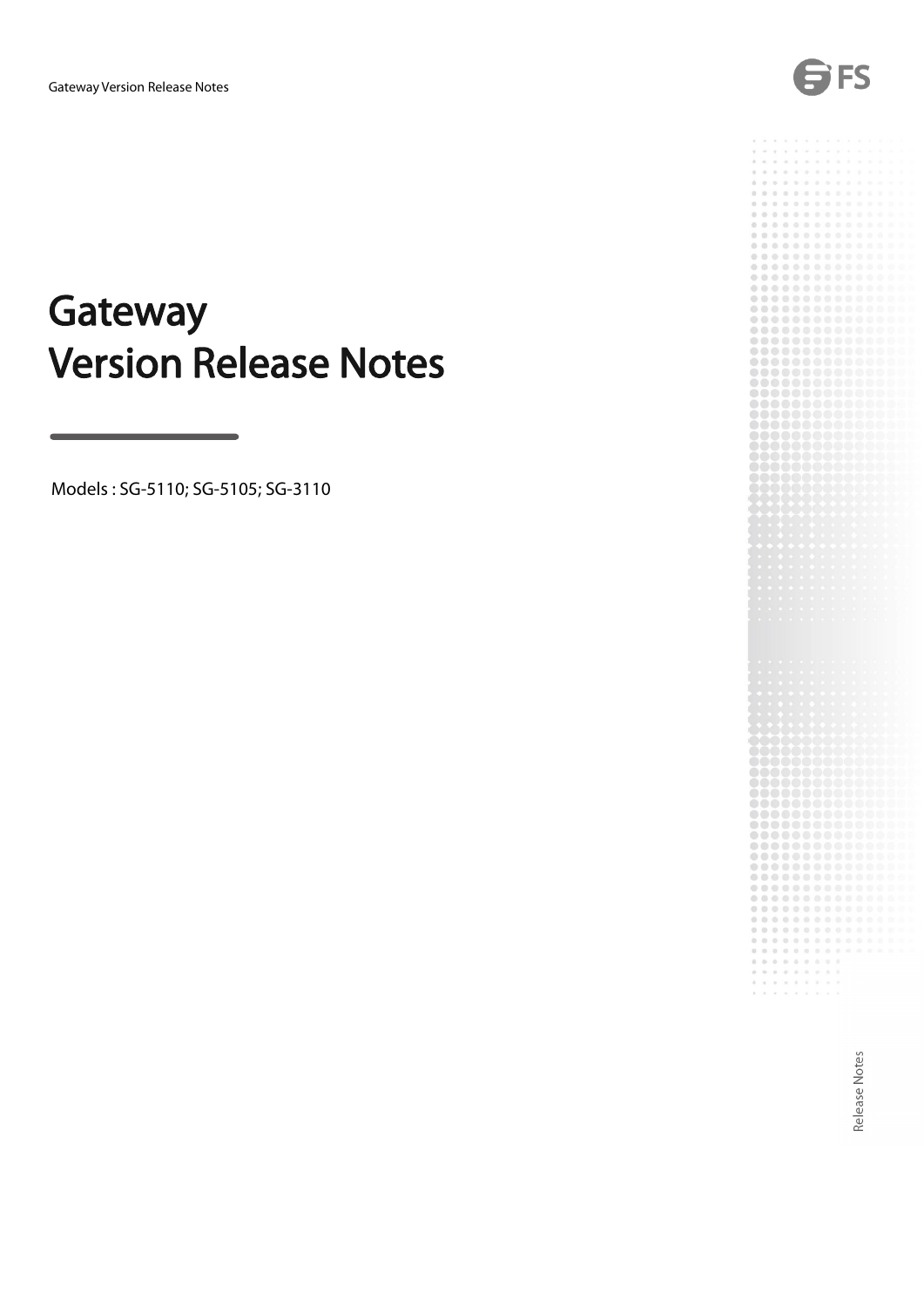# Gateway Version Release Notes

Models : SG-5110; SG-5105; SG-3110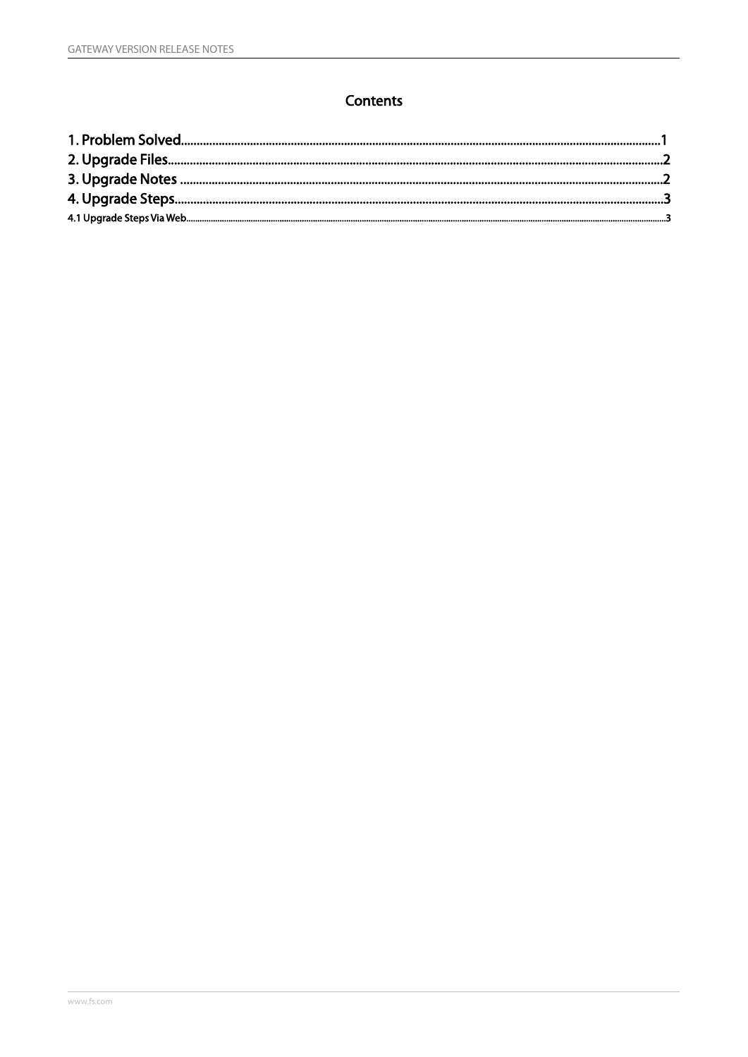## Contents

1. Problem Solved........................................................................................................................................................1
2. Upgrade Files...........................................................................................................................................................2
3. Upgrade Notes ........................................................................................................................................................2
4. Upgrade Steps..........................................................................................................................................................3
4.1 Upgrade Steps Via Web..........................................................................................................................................3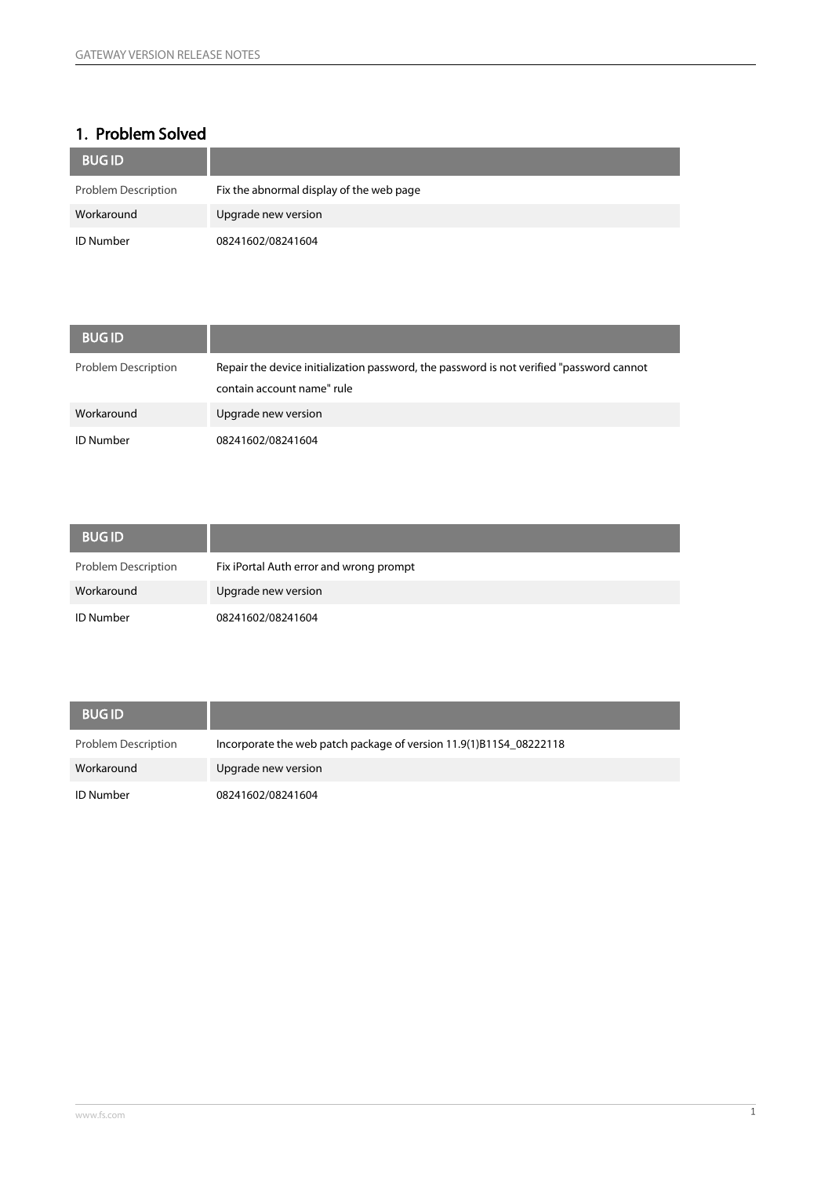## 1. Problem Solved

| BUG ID | |
|---|---|
| Problem Description | Fix the abnormal display of the web page |
| Workaround | Upgrade new version |
| ID Number | 08241602/08241604 |

| BUG ID | |
|---|---|
| Problem Description | Repair the device initialization password, the password is not verified "password cannot contain account name" rule |
| Workaround | Upgrade new version |
| ID Number | 08241602/08241604 |

| BUG ID | |
|---|---|
| Problem Description | Fix iPortal Auth error and wrong prompt |
| Workaround | Upgrade new version |
| ID Number | 08241602/08241604 |

| BUG ID | |
|---|---|
| Problem Description | Incorporate the web patch package of version 11.9(1)B11S4_08222118 |
| Workaround | Upgrade new version |
| ID Number | 08241602/08241604 |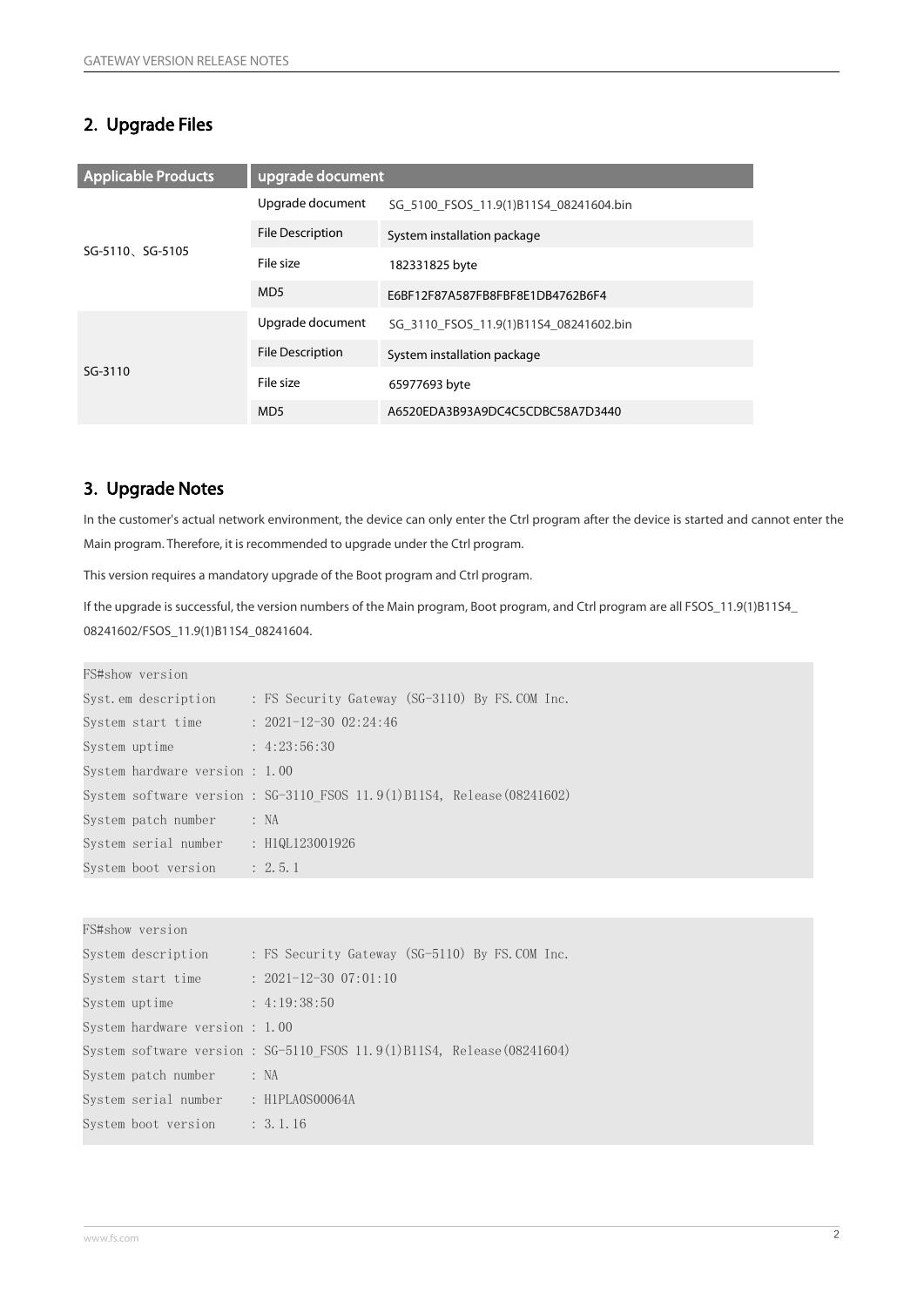## 2. Upgrade Files

| Applicable Products | upgrade document | |
|---|---|---|
| SG-5110、SG-5105 | Upgrade document | SG_5100_FSOS_11.9(1)B11S4_08241604.bin |
| | File Description | System installation package |
| | File size | 182331825 byte |
| | MD5 | E6BF12F87A587FB8FBF8E1DB4762B6F4 |
| SG-3110 | Upgrade document | SG_3110_FSOS_11.9(1)B11S4_08241602.bin |
| | File Description | System installation package |
| | File size | 65977693 byte |
| | MD5 | A6520EDA3B93A9DC4C5CDBC58A7D3440 |

## 3. Upgrade Notes

In the customer's actual network environment, the device can only enter the Ctrl program after the device is started and cannot enter the Main program. Therefore, it is recommended to upgrade under the Ctrl program.

This version requires a mandatory upgrade of the Boot program and Ctrl program.

If the upgrade is successful, the version numbers of the Main program, Boot program, and Ctrl program are all FSOS_11.9(1)B11S4_ 08241602/FSOS_11.9(1)B11S4_08241604.

```
FS#show version
Syst.em description     : FS Security Gateway (SG-3110) By FS.COM Inc.
System start time       : 2021-12-30 02:24:46
System uptime           : 4:23:56:30
System hardware version : 1.00
System software version : SG-3110_FSOS 11.9(1)B11S4, Release(08241602)
System patch number     : NA
System serial number    : H1QL123001926
System boot version     : 2.5.1
```

```
FS#show version
System description      : FS Security Gateway (SG-5110) By FS.COM Inc.
System start time       : 2021-12-30 07:01:10
System uptime           : 4:19:38:50
System hardware version : 1.00
System software version : SG-5110_FSOS 11.9(1)B11S4, Release(08241604)
System patch number     : NA
System serial number    : H1PLA0S00064A
System boot version     : 3.1.16
```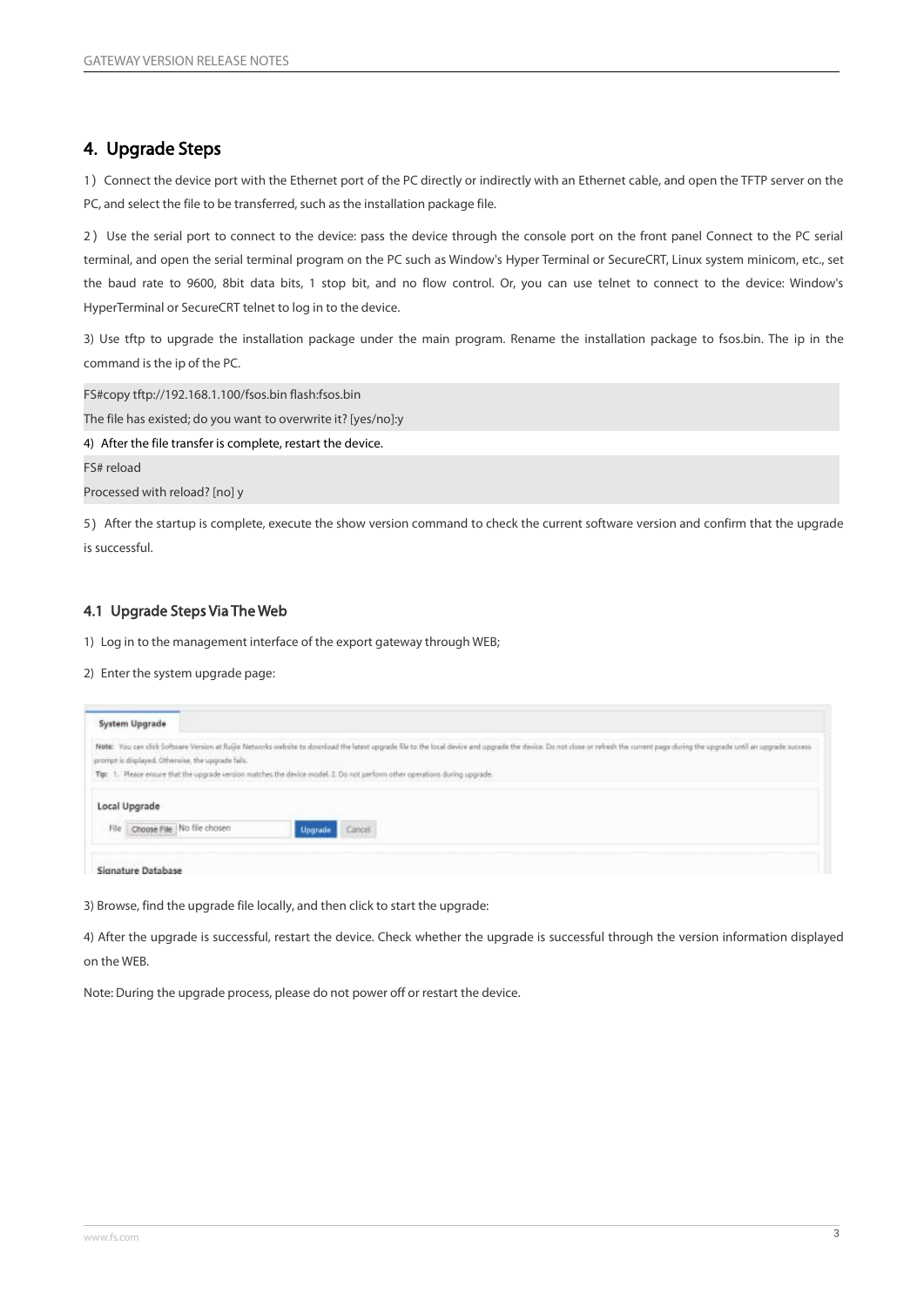## 4. Upgrade Steps

1) Connect the device port with the Ethernet port of the PC directly or indirectly with an Ethernet cable, and open the TFTP server on the PC, and select the file to be transferred, such as the installation package file.

2) Use the serial port to connect to the device: pass the device through the console port on the front panel Connect to the PC serial terminal, and open the serial terminal program on the PC such as Window's Hyper Terminal or SecureCRT, Linux system minicom, etc., set the baud rate to 9600, 8bit data bits, 1 stop bit, and no flow control. Or, you can use telnet to connect to the device: Window's HyperTerminal or SecureCRT telnet to log in to the device.

3) Use tftp to upgrade the installation package under the main program. Rename the installation package to fsos.bin. The ip in the command is the ip of the PC.

```
FS#copy tftp://192.168.1.100/fsos.bin flash:fsos.bin
The file has existed; do you want to overwrite it? [yes/no]:y
```

4) After the file transfer is complete, restart the device.

```
FS# reload
Processed with reload? [no] y
```

5) After the startup is complete, execute the show version command to check the current software version and confirm that the upgrade is successful.

### 4.1 Upgrade Steps Via The Web

1) Log in to the management interface of the export gateway through WEB;

2) Enter the system upgrade page:

System Upgrade

Note: You can click Software Version at Ruijie Networks website to download the latest upgrade file to the local device and upgrade the device. Do not close or refresh the current page during the upgrade until an upgrade success prompt is displayed. Otherwise, the upgrade fails.

Tip: 1. Please ensure that the upgrade version matches the device model. 2. Do not perform other operations during upgrade.

Local Upgrade

File Choose File No file chosen Upgrade Cancel

Signature Database

3) Browse, find the upgrade file locally, and then click to start the upgrade:

4) After the upgrade is successful, restart the device. Check whether the upgrade is successful through the version information displayed on the WEB.

Note: During the upgrade process, please do not power off or restart the device.